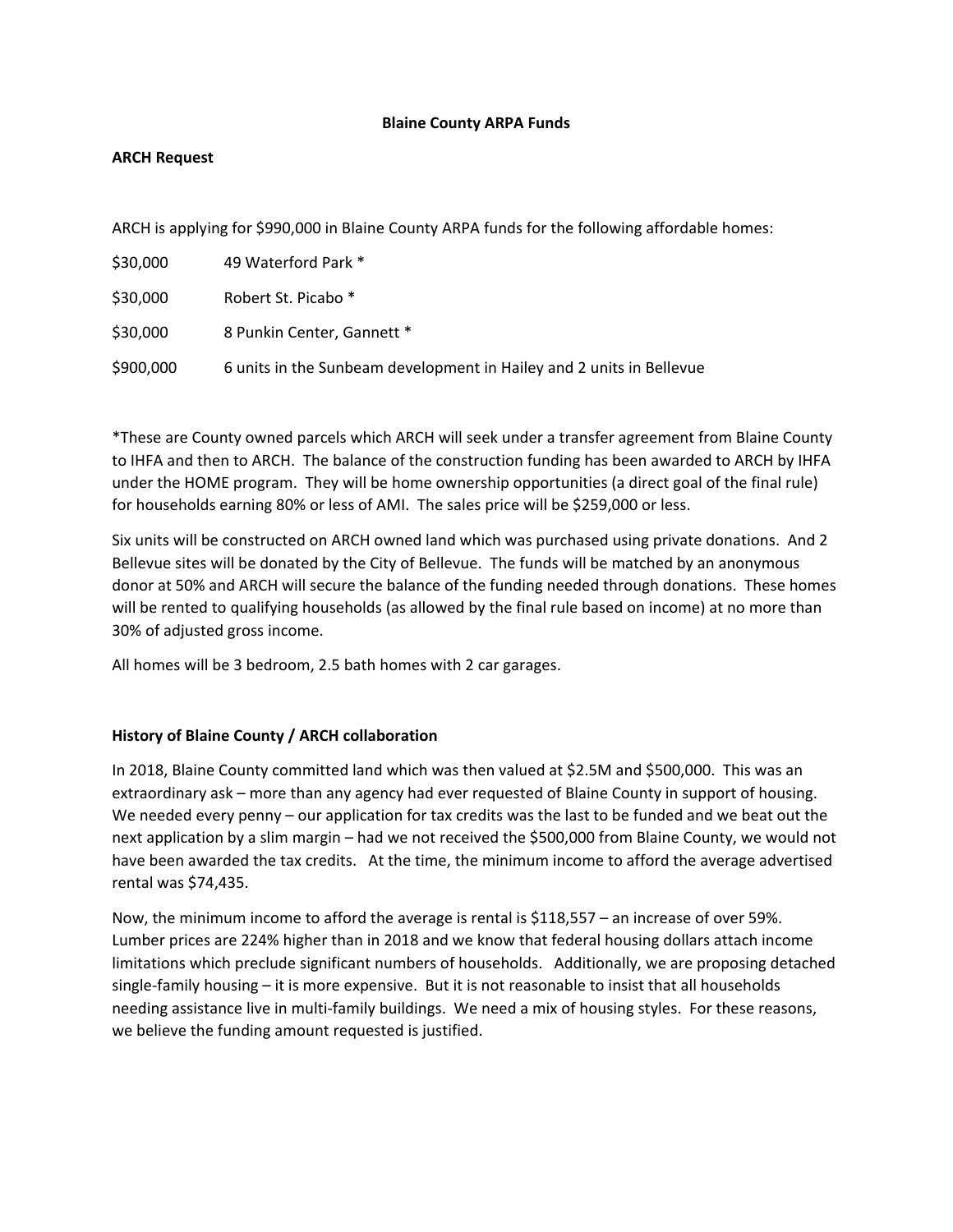**Blaine County ARPA Funds**

**ARCH Request**

ARCH is applying for $990,000 in Blaine County ARPA funds for the following affordable homes:

| | |
|---|---|
| $30,000 | 49 Waterford Park * |
| $30,000 | Robert St. Picabo * |
| $30,000 | 8 Punkin Center, Gannett * |
| $900,000 | 6 units in the Sunbeam development in Hailey and 2 units in Bellevue |

*These are County owned parcels which ARCH will seek under a transfer agreement from Blaine County to IHFA and then to ARCH. The balance of the construction funding has been awarded to ARCH by IHFA under the HOME program. They will be home ownership opportunities (a direct goal of the final rule) for households earning 80% or less of AMI. The sales price will be $259,000 or less.

Six units will be constructed on ARCH owned land which was purchased using private donations. And 2 Bellevue sites will be donated by the City of Bellevue. The funds will be matched by an anonymous donor at 50% and ARCH will secure the balance of the funding needed through donations. These homes will be rented to qualifying households (as allowed by the final rule based on income) at no more than 30% of adjusted gross income.

All homes will be 3 bedroom, 2.5 bath homes with 2 car garages.

**History of Blaine County / ARCH collaboration**

In 2018, Blaine County committed land which was then valued at $2.5M and $500,000. This was an extraordinary ask – more than any agency had ever requested of Blaine County in support of housing. We needed every penny – our application for tax credits was the last to be funded and we beat out the next application by a slim margin – had we not received the $500,000 from Blaine County, we would not have been awarded the tax credits. At the time, the minimum income to afford the average advertised rental was $74,435.

Now, the minimum income to afford the average is rental is $118,557 – an increase of over 59%. Lumber prices are 224% higher than in 2018 and we know that federal housing dollars attach income limitations which preclude significant numbers of households. Additionally, we are proposing detached single-family housing – it is more expensive. But it is not reasonable to insist that all households needing assistance live in multi-family buildings. We need a mix of housing styles. For these reasons, we believe the funding amount requested is justified.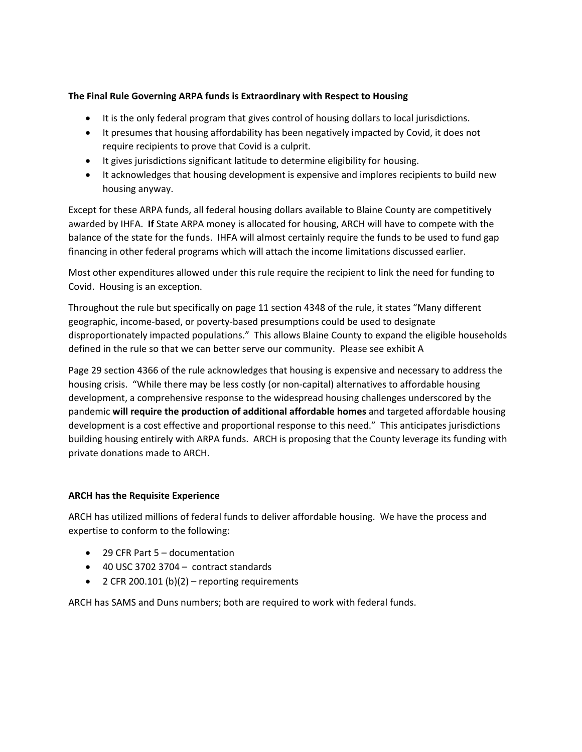**The Final Rule Governing ARPA funds is Extraordinary with Respect to Housing**

- It is the only federal program that gives control of housing dollars to local jurisdictions.
- It presumes that housing affordability has been negatively impacted by Covid, it does not require recipients to prove that Covid is a culprit.
- It gives jurisdictions significant latitude to determine eligibility for housing.
- It acknowledges that housing development is expensive and implores recipients to build new housing anyway.

Except for these ARPA funds, all federal housing dollars available to Blaine County are competitively awarded by IHFA. **If** State ARPA money is allocated for housing, ARCH will have to compete with the balance of the state for the funds. IHFA will almost certainly require the funds to be used to fund gap financing in other federal programs which will attach the income limitations discussed earlier.

Most other expenditures allowed under this rule require the recipient to link the need for funding to Covid. Housing is an exception.

Throughout the rule but specifically on page 11 section 4348 of the rule, it states "Many different geographic, income-based, or poverty-based presumptions could be used to designate disproportionately impacted populations." This allows Blaine County to expand the eligible households defined in the rule so that we can better serve our community. Please see exhibit A

Page 29 section 4366 of the rule acknowledges that housing is expensive and necessary to address the housing crisis. "While there may be less costly (or non-capital) alternatives to affordable housing development, a comprehensive response to the widespread housing challenges underscored by the pandemic **will require the production of additional affordable homes** and targeted affordable housing development is a cost effective and proportional response to this need." This anticipates jurisdictions building housing entirely with ARPA funds. ARCH is proposing that the County leverage its funding with private donations made to ARCH.

**ARCH has the Requisite Experience**

ARCH has utilized millions of federal funds to deliver affordable housing. We have the process and expertise to conform to the following:

- 29 CFR Part 5 – documentation
- 40 USC 3702 3704 – contract standards
- 2 CFR 200.101 (b)(2) – reporting requirements

ARCH has SAMS and Duns numbers; both are required to work with federal funds.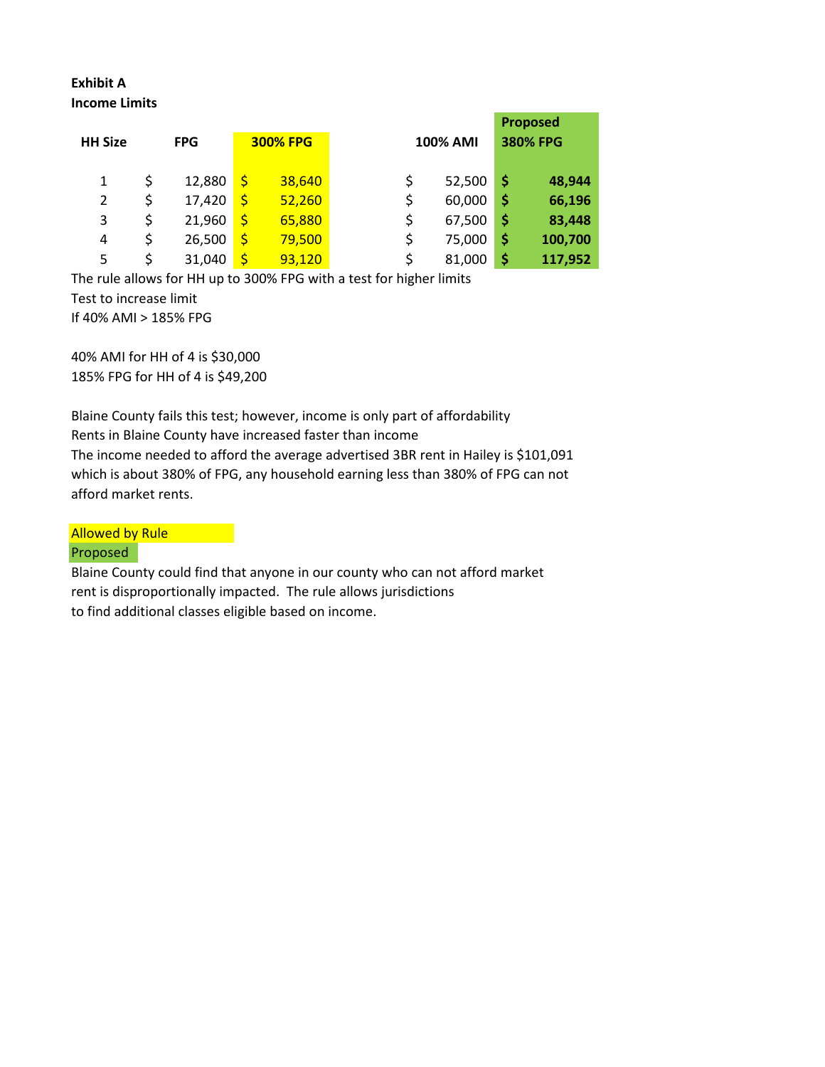**Exhibit A**
**Income Limits**

| HH Size | FPG | 300% FPG | 100% AMI | Proposed 380% FPG |
|---|---|---|---|---|
| 1 | $ 12,880 | $ 38,640 | $ 52,500 | **$ 48,944** |
| 2 | $ 17,420 | $ 52,260 | $ 60,000 | **$ 66,196** |
| 3 | $ 21,960 | $ 65,880 | $ 67,500 | **$ 83,448** |
| 4 | $ 26,500 | $ 79,500 | $ 75,000 | **$ 100,700** |
| 5 | $ 31,040 | $ 93,120 | $ 81,000 | **$ 117,952** |

The rule allows for HH up to 300% FPG with a test for higher limits
Test to increase limit
If 40% AMI > 185% FPG

40% AMI for HH of 4 is $30,000
185% FPG for HH of 4 is $49,200

Blaine County fails this test; however, income is only part of affordability
Rents in Blaine County have increased faster than income
The income needed to afford the average advertised 3BR rent in Hailey is $101,091
which is about 380% of FPG, any household earning less than 380% of FPG can not
afford market rents.

Allowed by Rule
Proposed

Blaine County could find that anyone in our county who can not afford market
rent is disproportionally impacted. The rule allows jurisdictions
to find additional classes eligible based on income.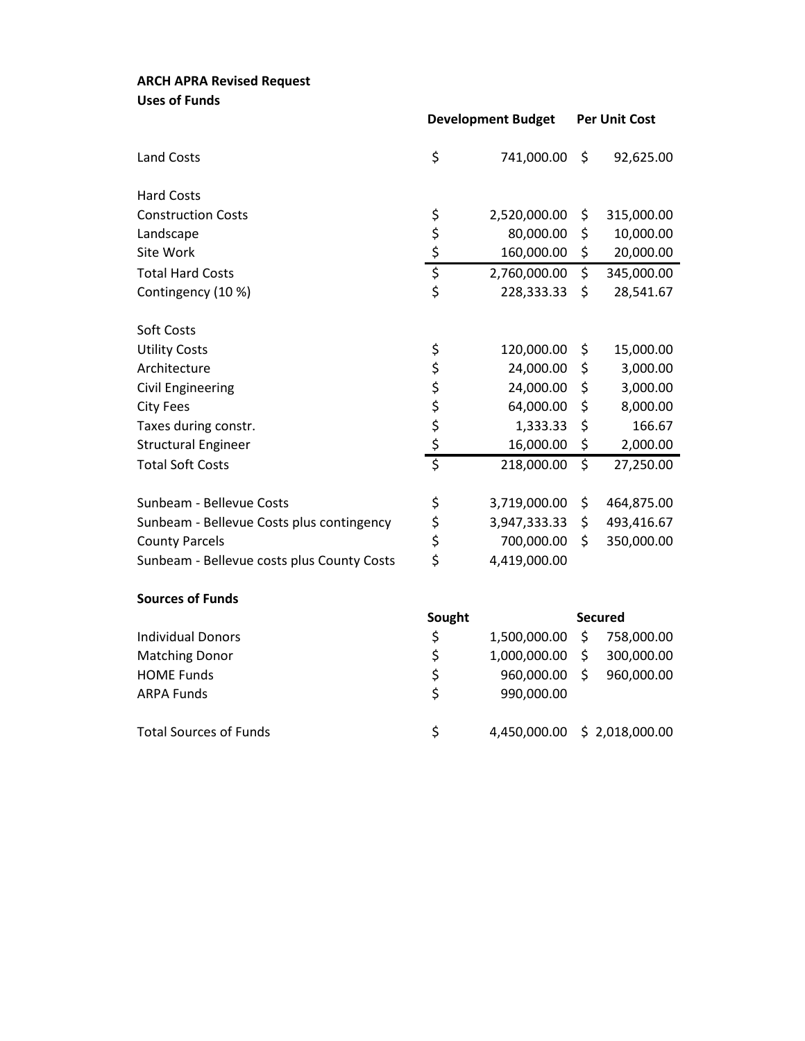**ARCH APRA Revised Request**

**Uses of Funds**

| | Development Budget | Per Unit Cost |
|---|---|---|
| Land Costs | $ 741,000.00 | $ 92,625.00 |
| Hard Costs | | |
| Construction Costs | $ 2,520,000.00 | $ 315,000.00 |
| Landscape | $ 80,000.00 | $ 10,000.00 |
| Site Work | $ 160,000.00 | $ 20,000.00 |
| Total Hard Costs | $ 2,760,000.00 | $ 345,000.00 |
| Contingency (10 %) | $ 228,333.33 | $ 28,541.67 |
| Soft Costs | | |
| Utility Costs | $ 120,000.00 | $ 15,000.00 |
| Architecture | $ 24,000.00 | $ 3,000.00 |
| Civil Engineering | $ 24,000.00 | $ 3,000.00 |
| City Fees | $ 64,000.00 | $ 8,000.00 |
| Taxes during constr. | $ 1,333.33 | $ 166.67 |
| Structural Engineer | $ 16,000.00 | $ 2,000.00 |
| Total Soft Costs | $ 218,000.00 | $ 27,250.00 |
| Sunbeam - Bellevue Costs | $ 3,719,000.00 | $ 464,875.00 |
| Sunbeam - Bellevue Costs plus contingency | $ 3,947,333.33 | $ 493,416.67 |
| County Parcels | $ 700,000.00 | $ 350,000.00 |
| Sunbeam - Bellevue costs plus County Costs | $ 4,419,000.00 | |

**Sources of Funds**

| | Sought | Secured |
|---|---|---|
| Individual Donors | $ 1,500,000.00 | $ 758,000.00 |
| Matching Donor | $ 1,000,000.00 | $ 300,000.00 |
| HOME Funds | $ 960,000.00 | $ 960,000.00 |
| ARPA Funds | $ 990,000.00 | |
| Total Sources of Funds | $ 4,450,000.00 | $ 2,018,000.00 |